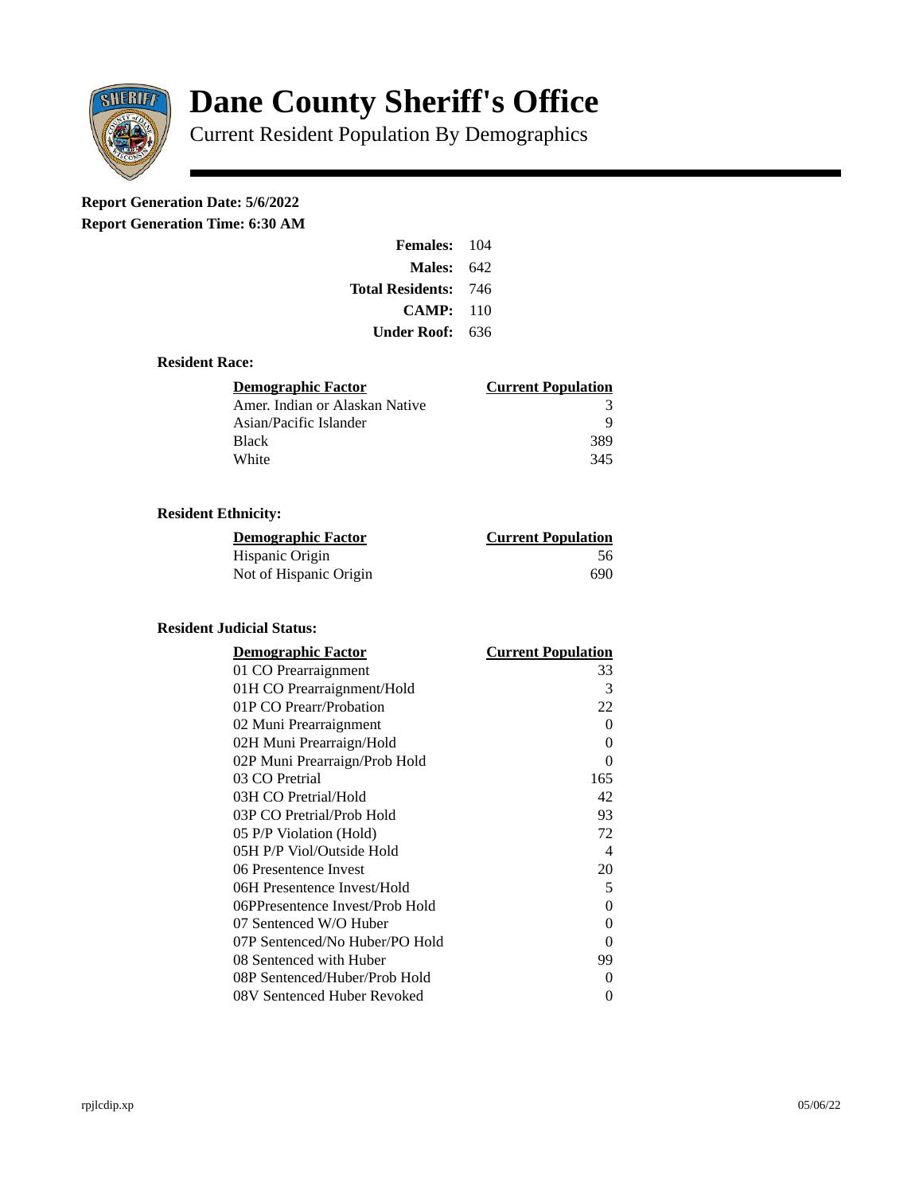# Dane County Sheriff's Office

Current Resident Population By Demographics

**Report Generation Date: 5/6/2022**

**Report Generation Time: 6:30 AM**

| | |
|---|---|
| **Females:** | 104 |
| **Males:** | 642 |
| **Total Residents:** | 746 |
| **CAMP:** | 110 |
| **Under Roof:** | 636 |

### Resident Race:

| Demographic Factor | Current Population |
|---|---|
| Amer. Indian or Alaskan Native | 3 |
| Asian/Pacific Islander | 9 |
| Black | 389 |
| White | 345 |

### Resident Ethnicity:

| Demographic Factor | Current Population |
|---|---|
| Hispanic Origin | 56 |
| Not of Hispanic Origin | 690 |

### Resident Judicial Status:

| Demographic Factor | Current Population |
|---|---|
| 01 CO Prearraignment | 33 |
| 01H CO Prearraignment/Hold | 3 |
| 01P CO Prearr/Probation | 22 |
| 02 Muni Prearraignment | 0 |
| 02H Muni Prearraign/Hold | 0 |
| 02P Muni Prearraign/Prob Hold | 0 |
| 03 CO Pretrial | 165 |
| 03H CO Pretrial/Hold | 42 |
| 03P CO Pretrial/Prob Hold | 93 |
| 05 P/P Violation (Hold) | 72 |
| 05H P/P Viol/Outside Hold | 4 |
| 06 Presentence Invest | 20 |
| 06H Presentence Invest/Hold | 5 |
| 06PPresentence Invest/Prob Hold | 0 |
| 07 Sentenced W/O Huber | 0 |
| 07P Sentenced/No Huber/PO Hold | 0 |
| 08 Sentenced with Huber | 99 |
| 08P Sentenced/Huber/Prob Hold | 0 |
| 08V Sentenced Huber Revoked | 0 |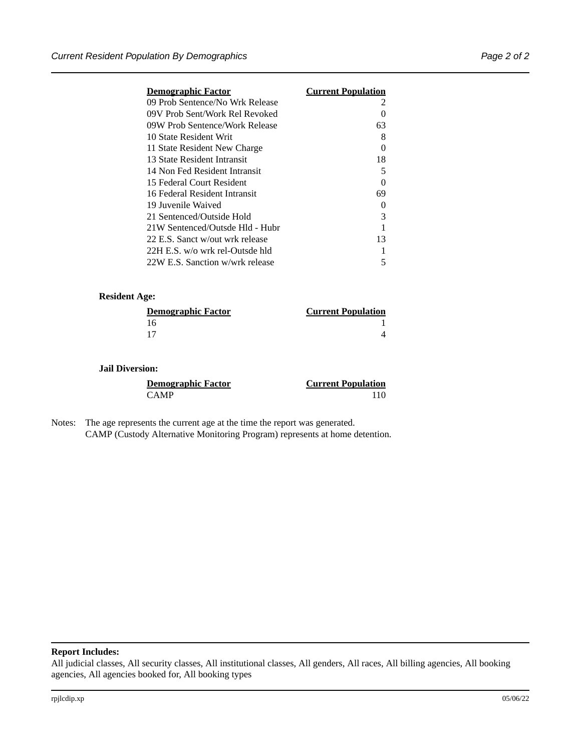| Demographic Factor | Current Population |
|---|---|
| 09 Prob Sentence/No Wrk Release | 2 |
| 09V Prob Sent/Work Rel Revoked | 0 |
| 09W Prob Sentence/Work Release | 63 |
| 10 State Resident Writ | 8 |
| 11 State Resident New Charge | 0 |
| 13 State Resident Intransit | 18 |
| 14 Non Fed Resident Intransit | 5 |
| 15 Federal Court Resident | 0 |
| 16 Federal Resident Intransit | 69 |
| 19 Juvenile Waived | 0 |
| 21 Sentenced/Outside Hold | 3 |
| 21W Sentenced/Outsde Hld - Hubr | 1 |
| 22 E.S. Sanct w/out wrk release | 13 |
| 22H E.S. w/o wrk rel-Outsde hld | 1 |
| 22W E.S. Sanction w/wrk release | 5 |

**Resident Age:**

| Demographic Factor | Current Population |
|---|---|
| 16 | 1 |
| 17 | 4 |

**Jail Diversion:**

| Demographic Factor | Current Population |
|---|---|
| CAMP | 110 |

Notes: The age represents the current age at the time the report was generated.
CAMP (Custody Alternative Monitoring Program) represents at home detention.

**Report Includes:**

All judicial classes, All security classes, All institutional classes, All genders, All races, All billing agencies, All booking agencies, All agencies booked for, All booking types

rpjlcdip.xp 05/06/22